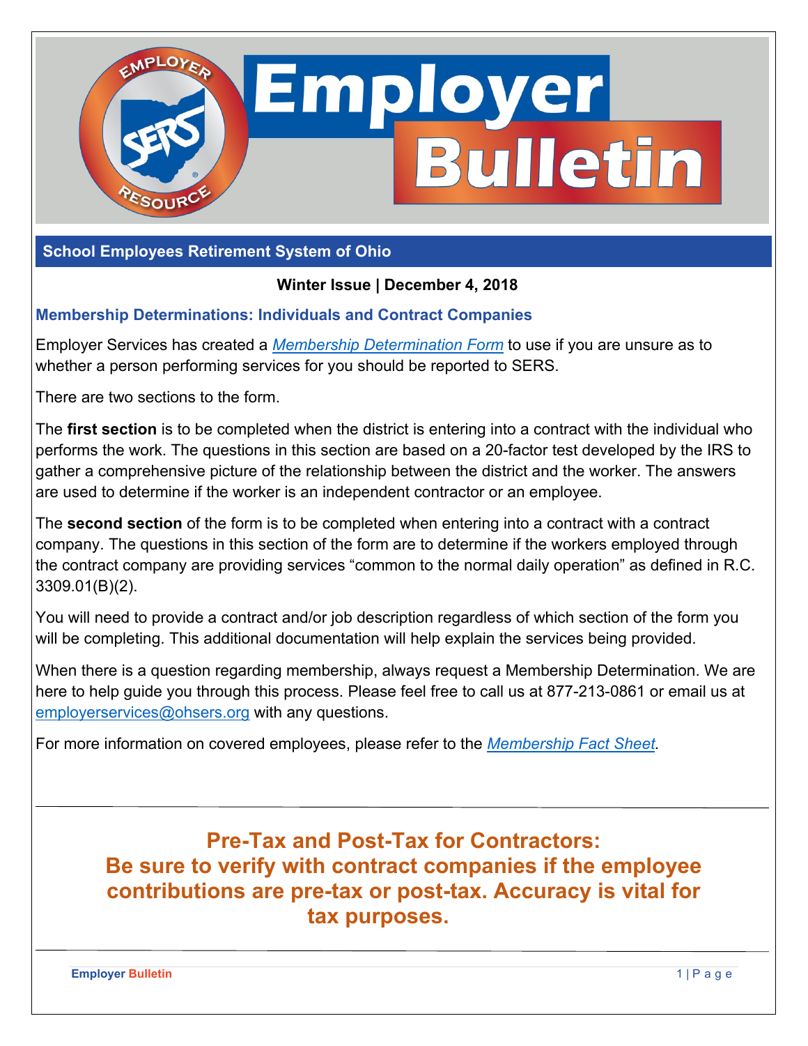# Employer Bulletin

## School Employees Retirement System of Ohio

**Winter Issue | December 4, 2018**

### Membership Determinations: Individuals and Contract Companies

Employer Services has created a *Membership Determination Form* to use if you are unsure as to whether a person performing services for you should be reported to SERS.

There are two sections to the form.

The **first section** is to be completed when the district is entering into a contract with the individual who performs the work. The questions in this section are based on a 20-factor test developed by the IRS to gather a comprehensive picture of the relationship between the district and the worker. The answers are used to determine if the worker is an independent contractor or an employee.

The **second section** of the form is to be completed when entering into a contract with a contract company. The questions in this section of the form are to determine if the workers employed through the contract company are providing services "common to the normal daily operation" as defined in R.C. 3309.01(B)(2).

You will need to provide a contract and/or job description regardless of which section of the form you will be completing. This additional documentation will help explain the services being provided.

When there is a question regarding membership, always request a Membership Determination. We are here to help guide you through this process. Please feel free to call us at 877-213-0861 or email us at employerservices@ohsers.org with any questions.

For more information on covered employees, please refer to the *Membership Fact Sheet*.

---

**Pre-Tax and Post-Tax for Contractors: Be sure to verify with contract companies if the employee contributions are pre-tax or post-tax. Accuracy is vital for tax purposes.**

---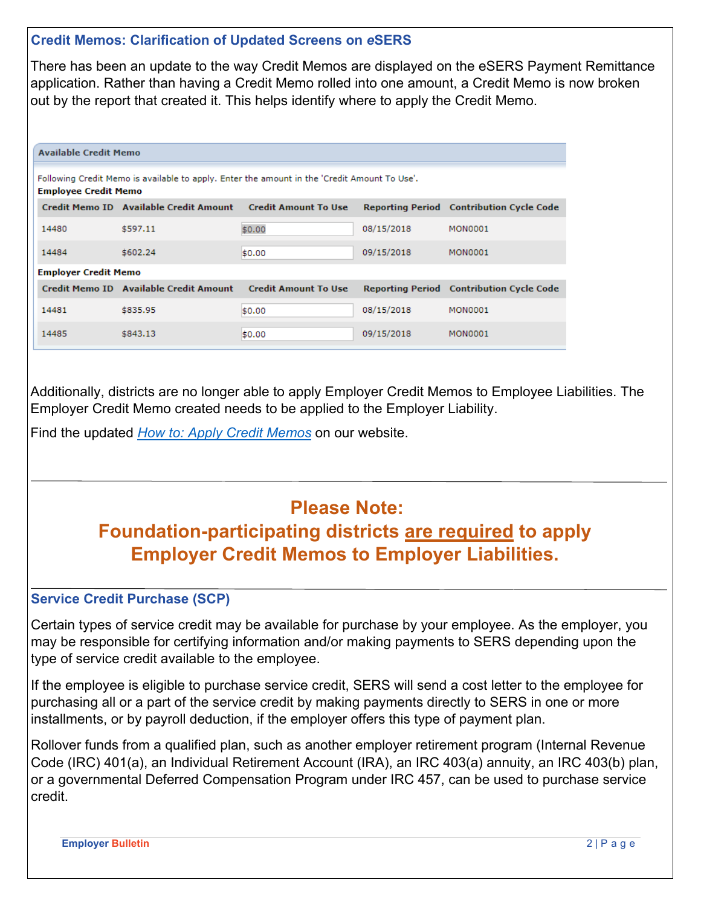## Credit Memos: Clarification of Updated Screens on *e*SERS

There has been an update to the way Credit Memos are displayed on the eSERS Payment Remittance application. Rather than having a Credit Memo rolled into one amount, a Credit Memo is now broken out by the report that created it. This helps identify where to apply the Credit Memo.

**Available Credit Memo**

Following Credit Memo is available to apply. Enter the amount in the 'Credit Amount To Use'.

**Employee Credit Memo**

| Credit Memo ID | Available Credit Amount | Credit Amount To Use | Reporting Period | Contribution Cycle Code |
|---|---|---|---|---|
| 14480 | $597.11 | $0.00 | 08/15/2018 | MON0001 |
| 14484 | $602.24 | $0.00 | 09/15/2018 | MON0001 |

**Employer Credit Memo**

| Credit Memo ID | Available Credit Amount | Credit Amount To Use | Reporting Period | Contribution Cycle Code |
|---|---|---|---|---|
| 14481 | $835.95 | $0.00 | 08/15/2018 | MON0001 |
| 14485 | $843.13 | $0.00 | 09/15/2018 | MON0001 |

Additionally, districts are no longer able to apply Employer Credit Memos to Employee Liabilities. The Employer Credit Memo created needs to be applied to the Employer Liability.

Find the updated *How to: Apply Credit Memos* on our website.

---

**Please Note:**
**Foundation-participating districts are required to apply Employer Credit Memos to Employer Liabilities.**

---

## Service Credit Purchase (SCP)

Certain types of service credit may be available for purchase by your employee. As the employer, you may be responsible for certifying information and/or making payments to SERS depending upon the type of service credit available to the employee.

If the employee is eligible to purchase service credit, SERS will send a cost letter to the employee for purchasing all or a part of the service credit by making payments directly to SERS in one or more installments, or by payroll deduction, if the employer offers this type of payment plan.

Rollover funds from a qualified plan, such as another employer retirement program (Internal Revenue Code (IRC) 401(a), an Individual Retirement Account (IRA), an IRC 403(a) annuity, an IRC 403(b) plan, or a governmental Deferred Compensation Program under IRC 457, can be used to purchase service credit.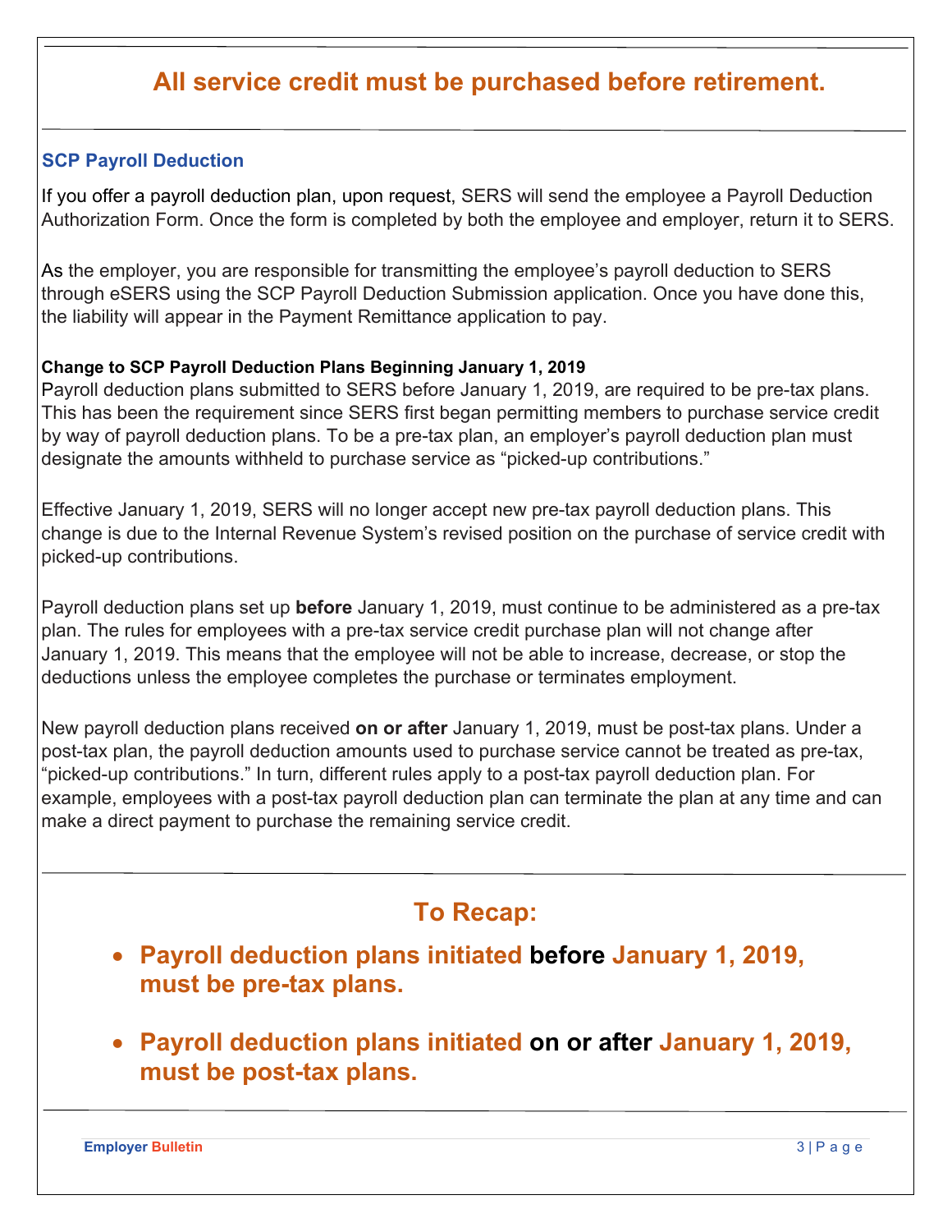## All service credit must be purchased before retirement.

### SCP Payroll Deduction

If you offer a payroll deduction plan, upon request, SERS will send the employee a Payroll Deduction Authorization Form. Once the form is completed by both the employee and employer, return it to SERS.

As the employer, you are responsible for transmitting the employee's payroll deduction to SERS through eSERS using the SCP Payroll Deduction Submission application. Once you have done this, the liability will appear in the Payment Remittance application to pay.

#### Change to SCP Payroll Deduction Plans Beginning January 1, 2019

Payroll deduction plans submitted to SERS before January 1, 2019, are required to be pre-tax plans. This has been the requirement since SERS first began permitting members to purchase service credit by way of payroll deduction plans. To be a pre-tax plan, an employer's payroll deduction plan must designate the amounts withheld to purchase service as "picked-up contributions."

Effective January 1, 2019, SERS will no longer accept new pre-tax payroll deduction plans. This change is due to the Internal Revenue System's revised position on the purchase of service credit with picked-up contributions.

Payroll deduction plans set up **before** January 1, 2019, must continue to be administered as a pre-tax plan. The rules for employees with a pre-tax service credit purchase plan will not change after January 1, 2019. This means that the employee will not be able to increase, decrease, or stop the deductions unless the employee completes the purchase or terminates employment.

New payroll deduction plans received **on or after** January 1, 2019, must be post-tax plans. Under a post-tax plan, the payroll deduction amounts used to purchase service cannot be treated as pre-tax, "picked-up contributions." In turn, different rules apply to a post-tax payroll deduction plan. For example, employees with a post-tax payroll deduction plan can terminate the plan at any time and can make a direct payment to purchase the remaining service credit.

## To Recap:

- **Payroll deduction plans initiated before January 1, 2019, must be pre-tax plans.**
- **Payroll deduction plans initiated on or after January 1, 2019, must be post-tax plans.**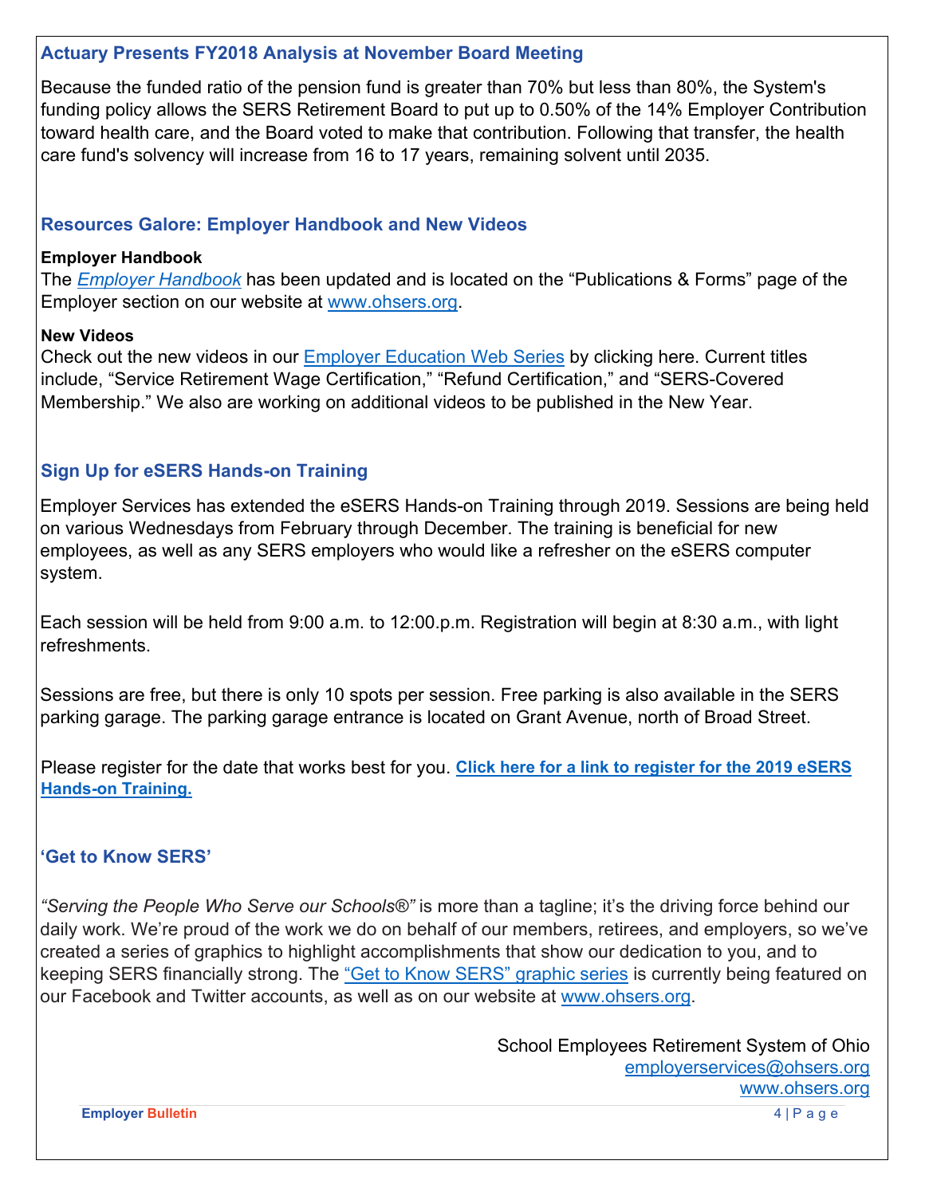## Actuary Presents FY2018 Analysis at November Board Meeting

Because the funded ratio of the pension fund is greater than 70% but less than 80%, the System's funding policy allows the SERS Retirement Board to put up to 0.50% of the 14% Employer Contribution toward health care, and the Board voted to make that contribution. Following that transfer, the health care fund's solvency will increase from 16 to 17 years, remaining solvent until 2035.

## Resources Galore: Employer Handbook and New Videos

**Employer Handbook**

The *Employer Handbook* has been updated and is located on the "Publications & Forms" page of the Employer section on our website at www.ohsers.org.

**New Videos**

Check out the new videos in our Employer Education Web Series by clicking here. Current titles include, "Service Retirement Wage Certification," "Refund Certification," and "SERS-Covered Membership." We also are working on additional videos to be published in the New Year.

## Sign Up for eSERS Hands-on Training

Employer Services has extended the eSERS Hands-on Training through 2019. Sessions are being held on various Wednesdays from February through December. The training is beneficial for new employees, as well as any SERS employers who would like a refresher on the eSERS computer system.

Each session will be held from 9:00 a.m. to 12:00.p.m. Registration will begin at 8:30 a.m., with light refreshments.

Sessions are free, but there is only 10 spots per session. Free parking is also available in the SERS parking garage. The parking garage entrance is located on Grant Avenue, north of Broad Street.

Please register for the date that works best for you. **Click here for a link to register for the 2019 eSERS Hands-on Training.**

## 'Get to Know SERS'

*"Serving the People Who Serve our Schools®"* is more than a tagline; it's the driving force behind our daily work. We're proud of the work we do on behalf of our members, retirees, and employers, so we've created a series of graphics to highlight accomplishments that show our dedication to you, and to keeping SERS financially strong. The "Get to Know SERS" graphic series is currently being featured on our Facebook and Twitter accounts, as well as on our website at www.ohsers.org.

School Employees Retirement System of Ohio
employerservices@ohsers.org
www.ohsers.org